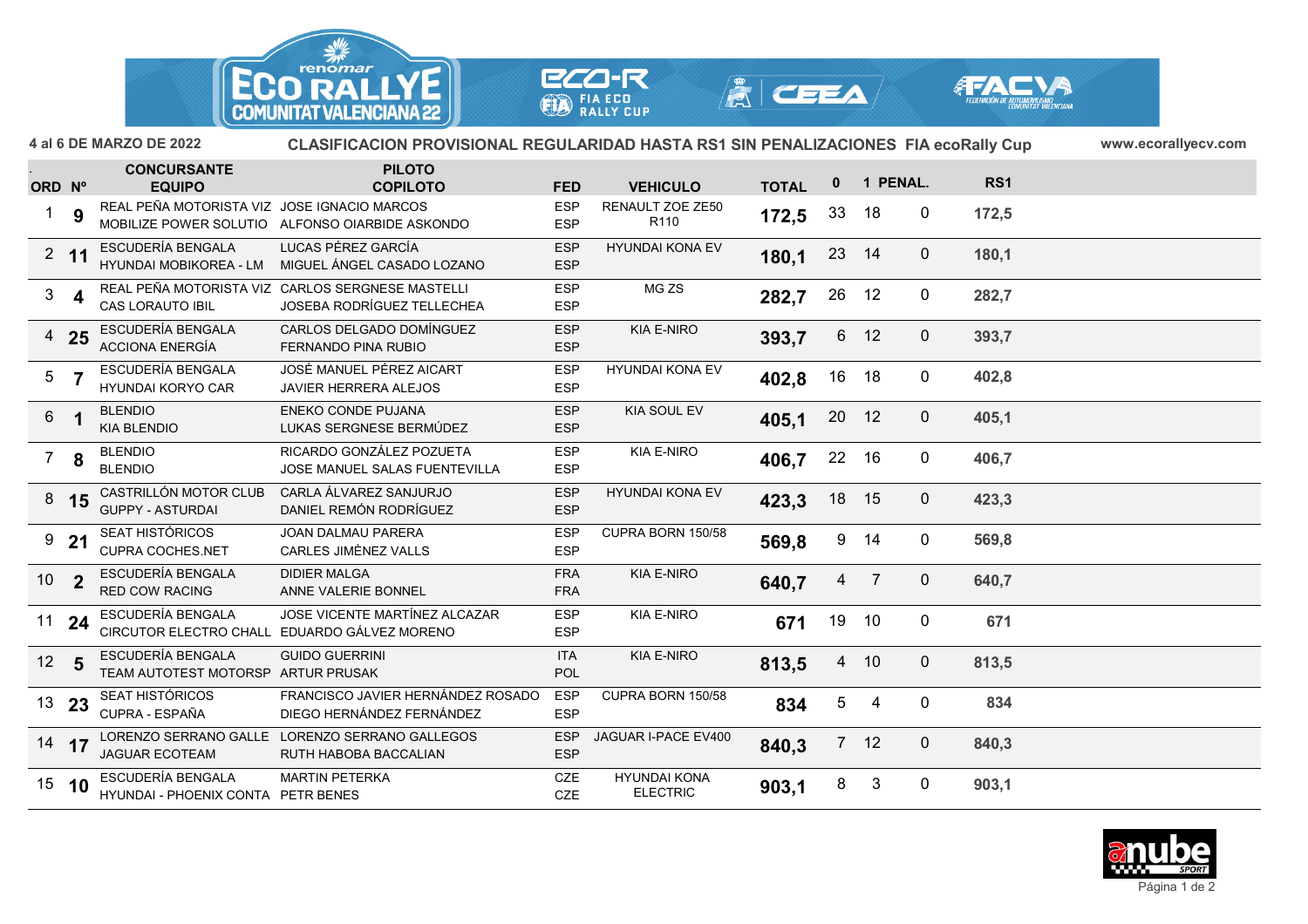4 al 6 DE MARZO DE 2022

**CLASIFICACION PROVISIONAL REGULARIDAD HASTA RS1 SIN PENALIZACIONES FIA ecoRally Cup**

www.ecorallyecv.com

| ORD | Nº | CONCURSANTE / EQUIPO | PILOTO / COPILOTO | FED | VEHICULO | TOTAL | 0 | 1 | PENAL. | RS1 |
|---|---|---|---|---|---|---|---|---|---|---|
| 1 | 9 | REAL PEÑA MOTORISTA VIZ / MOBILIZE POWER SOLUTIO | JOSE IGNACIO MARCOS / ALFONSO OIARBIDE ASKONDO | ESP / ESP | RENAULT ZOE ZE50 R110 | 172,5 | 33 | 18 | 0 | 172,5 |
| 2 | 11 | ESCUDERÍA BENGALA / HYUNDAI MOBIKOREA - LM | LUCAS PÉREZ GARCÍA / MIGUEL ÁNGEL CASADO LOZANO | ESP / ESP | HYUNDAI KONA EV | 180,1 | 23 | 14 | 0 | 180,1 |
| 3 | 4 | REAL PEÑA MOTORISTA VIZ / CAS LORAUTO IBIL | CARLOS SERGNESE MASTELLI / JOSEBA RODRÍGUEZ TELLECHEA | ESP / ESP | MG ZS | 282,7 | 26 | 12 | 0 | 282,7 |
| 4 | 25 | ESCUDERÍA BENGALA / ACCIONA ENERGÍA | CARLOS DELGADO DOMÍNGUEZ / FERNANDO PINA RUBIO | ESP / ESP | KIA E-NIRO | 393,7 | 6 | 12 | 0 | 393,7 |
| 5 | 7 | ESCUDERÍA BENGALA / HYUNDAI KORYO CAR | JOSÉ MANUEL PÉREZ AICART / JAVIER HERRERA ALEJOS | ESP / ESP | HYUNDAI KONA EV | 402,8 | 16 | 18 | 0 | 402,8 |
| 6 | 1 | BLENDIO / KIA BLENDIO | ENEKO CONDE PUJANA / LUKAS SERGNESE BERMÚDEZ | ESP / ESP | KIA SOUL EV | 405,1 | 20 | 12 | 0 | 405,1 |
| 7 | 8 | BLENDIO / BLENDIO | RICARDO GONZÁLEZ POZUETA / JOSE MANUEL SALAS FUENTEVILLA | ESP / ESP | KIA E-NIRO | 406,7 | 22 | 16 | 0 | 406,7 |
| 8 | 15 | CASTRILLÓN MOTOR CLUB / GUPPY - ASTURDAI | CARLA ÁLVAREZ SANJURJO / DANIEL REMÓN RODRÍGUEZ | ESP / ESP | HYUNDAI KONA EV | 423,3 | 18 | 15 | 0 | 423,3 |
| 9 | 21 | SEAT HISTÓRICOS / CUPRA COCHES.NET | JOAN DALMAU PARERA / CARLES JIMÈNEZ VALLS | ESP / ESP | CUPRA BORN 150/58 | 569,8 | 9 | 14 | 0 | 569,8 |
| 10 | 2 | ESCUDERÍA BENGALA / RED COW RACING | DIDIER MALGA / ANNE VALERIE BONNEL | FRA / FRA | KIA E-NIRO | 640,7 | 4 | 7 | 0 | 640,7 |
| 11 | 24 | ESCUDERÍA BENGALA / CIRCUTOR ELECTRO CHALL | JOSE VICENTE MARTÍNEZ ALCAZAR / EDUARDO GÁLVEZ MORENO | ESP / ESP | KIA E-NIRO | 671 | 19 | 10 | 0 | 671 |
| 12 | 5 | ESCUDERÍA BENGALA / TEAM AUTOTEST MOTORSP | GUIDO GUERRINI / ARTUR PRUSAK | ITA / POL | KIA E-NIRO | 813,5 | 4 | 10 | 0 | 813,5 |
| 13 | 23 | SEAT HISTÓRICOS / CUPRA - ESPAÑA | FRANCISCO JAVIER HERNÁNDEZ ROSADO / DIEGO HERNÁNDEZ FERNÁNDEZ | ESP / ESP | CUPRA BORN 150/58 | 834 | 5 | 4 | 0 | 834 |
| 14 | 17 | LORENZO SERRANO GALLE / JAGUAR ECOTEAM | LORENZO SERRANO GALLEGOS / RUTH HABOBA BACCALIAN | ESP / ESP | JAGUAR I-PACE EV400 | 840,3 | 7 | 12 | 0 | 840,3 |
| 15 | 10 | ESCUDERÍA BENGALA / HYUNDAI - PHOENIX CONTA | MARTIN PETERKA / PETR BENES | CZE / CZE | HYUNDAI KONA ELECTRIC | 903,1 | 8 | 3 | 0 | 903,1 |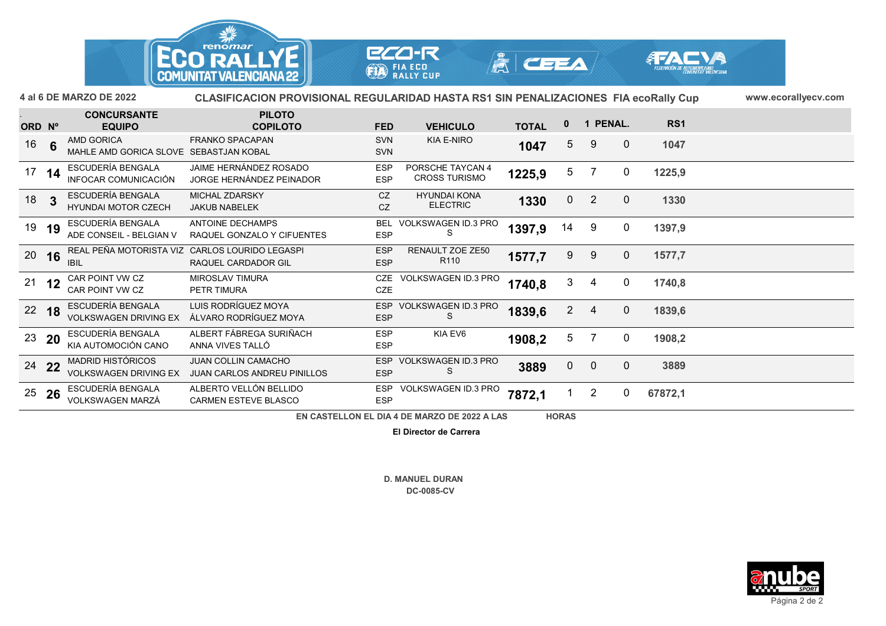4 al 6 DE MARZO DE 2022 — **CLASIFICACION PROVISIONAL REGULARIDAD HASTA RS1 SIN PENALIZACIONES FIA ecoRally Cup** — www.ecorallyecv.com

| ORD | Nº | CONCURSANTE / EQUIPO | PILOTO / COPILOTO | FED | VEHICULO | TOTAL | 0 | 1 | PENAL. | RS1 |
|---|---|---|---|---|---|---|---|---|---|---|
| 16 | 6 | AMD GORICA / MAHLE AMD GORICA SLOVE | FRANKO SPACAPAN / SEBASTJAN KOBAL | SVN / SVN | KIA E-NIRO | 1047 | 5 | 9 | 0 | 1047 |
| 17 | 14 | ESCUDERÍA BENGALA / INFOCAR COMUNICACIÓN | JAIME HERNÁNDEZ ROSADO / JORGE HERNÁNDEZ PEINADOR | ESP / ESP | PORSCHE TAYCAN 4 CROSS TURISMO | 1225,9 | 5 | 7 | 0 | 1225,9 |
| 18 | 3 | ESCUDERÍA BENGALA / HYUNDAI MOTOR CZECH | MICHAL ZDARSKY / JAKUB NABELEK | CZ / CZ | HYUNDAI KONA ELECTRIC | 1330 | 0 | 2 | 0 | 1330 |
| 19 | 19 | ESCUDERÍA BENGALA / ADE CONSEIL - BELGIAN V | ANTOINE DECHAMPS / RAQUEL GONZALO Y CIFUENTES | BEL / ESP | VOLKSWAGEN ID.3 PRO S | 1397,9 | 14 | 9 | 0 | 1397,9 |
| 20 | 16 | REAL PEÑA MOTORISTA VIZ / IBIL | CARLOS LOURIDO LEGASPI / RAQUEL CARDADOR GIL | ESP / ESP | RENAULT ZOE ZE50 R110 | 1577,7 | 9 | 9 | 0 | 1577,7 |
| 21 | 12 | CAR POINT VW CZ / CAR POINT VW CZ | MIROSLAV TIMURA / PETR TIMURA | CZE / CZE | VOLKSWAGEN ID.3 PRO | 1740,8 | 3 | 4 | 0 | 1740,8 |
| 22 | 18 | ESCUDERÍA BENGALA / VOLKSWAGEN DRIVING EX | LUIS RODRÍGUEZ MOYA / ÁLVARO RODRÍGUEZ MOYA | ESP / ESP | VOLKSWAGEN ID.3 PRO S | 1839,6 | 2 | 4 | 0 | 1839,6 |
| 23 | 20 | ESCUDERÍA BENGALA / KIA AUTOMOCIÓN CANO | ALBERT FÁBREGA SURIÑACH / ANNA VIVES TALLÓ | ESP / ESP | KIA EV6 | 1908,2 | 5 | 7 | 0 | 1908,2 |
| 24 | 22 | MADRID HISTÓRICOS / VOLKSWAGEN DRIVING EX | JUAN COLLIN CAMACHO / JUAN CARLOS ANDREU PINILLOS | ESP / ESP | VOLKSWAGEN ID.3 PRO S | 3889 | 0 | 0 | 0 | 3889 |
| 25 | 26 | ESCUDERÍA BENGALA / VOLKSWAGEN MARZÁ | ALBERTO VELLÓN BELLIDO / CARMEN ESTEVE BLASCO | ESP / ESP | VOLKSWAGEN ID.3 PRO | 7872,1 | 1 | 2 | 0 | 67872,1 |

**EN CASTELLON EL DIA 4 DE MARZO DE 2022 A LAS HORAS**

**El Director de Carrera**

**D. MANUEL DURAN**
**DC-0085-CV**